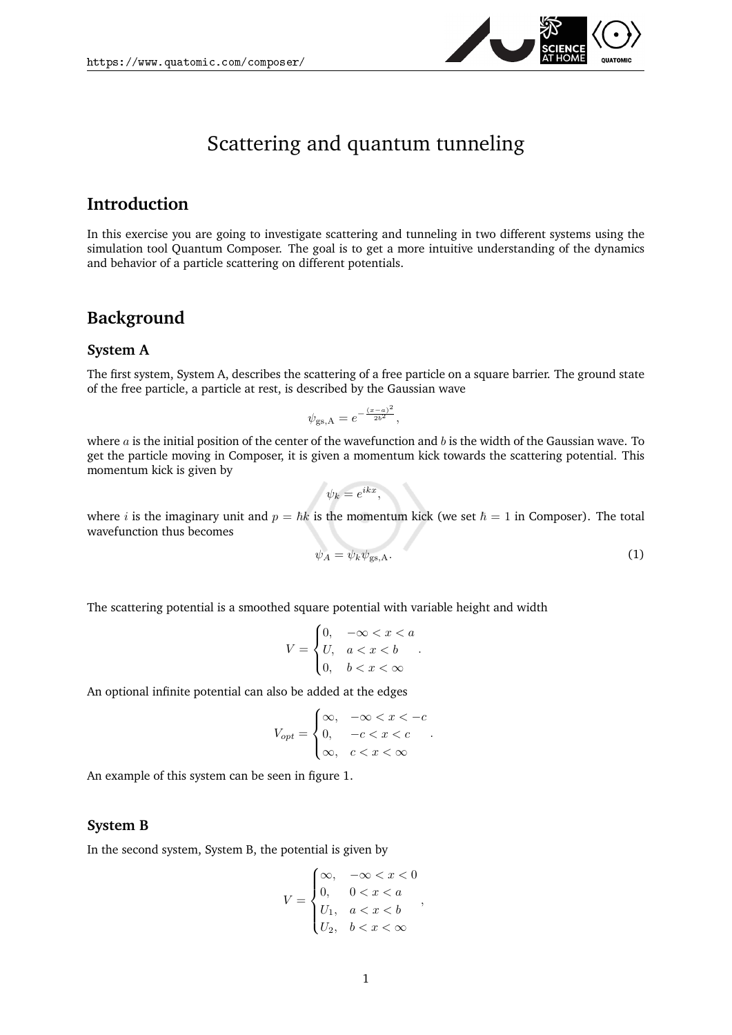# Scattering and quantum tunneling

## Introduction

In this exercise you are going to investigate scattering and tunneling in two different systems using the simulation tool Quantum Composer. The goal is to get a more intuitive understanding of the dynamics and behavior of a particle scattering on different potentials.

## Background

### System A

The first system, System A, describes the scattering of a free particle on a square barrier. The ground state of the free particle, a particle at rest, is described by the Gaussian wave

$$\psi_{\mathrm{gs,A}} = e^{-\frac{(x-a)^2}{2b^2}},$$

where $a$ is the initial position of the center of the wavefunction and $b$ is the width of the Gaussian wave. To get the particle moving in Composer, it is given a momentum kick towards the scattering potential. This momentum kick is given by

$$\psi_k = e^{ikx},$$

where $i$ is the imaginary unit and $p = \hbar k$ is the momentum kick (we set $\hbar = 1$ in Composer). The total wavefunction thus becomes

$$\psi_A = \psi_k \psi_{\mathrm{gs,A}}. \tag{1}$$

The scattering potential is a smoothed square potential with variable height and width

$$V = \begin{cases} 0, & -\infty < x < a \\ U, & a < x < b \\ 0, & b < x < \infty \end{cases}.$$

An optional infinite potential can also be added at the edges

$$V_{opt} = \begin{cases} \infty, & -\infty < x < -c \\ 0, & -c < x < c \\ \infty, & c < x < \infty \end{cases}.$$

An example of this system can be seen in figure 1.

### System B

In the second system, System B, the potential is given by

$$V = \begin{cases} \infty, & -\infty < x < 0 \\ 0, & 0 < x < a \\ U_1, & a < x < b \\ U_2, & b < x < \infty \end{cases},$$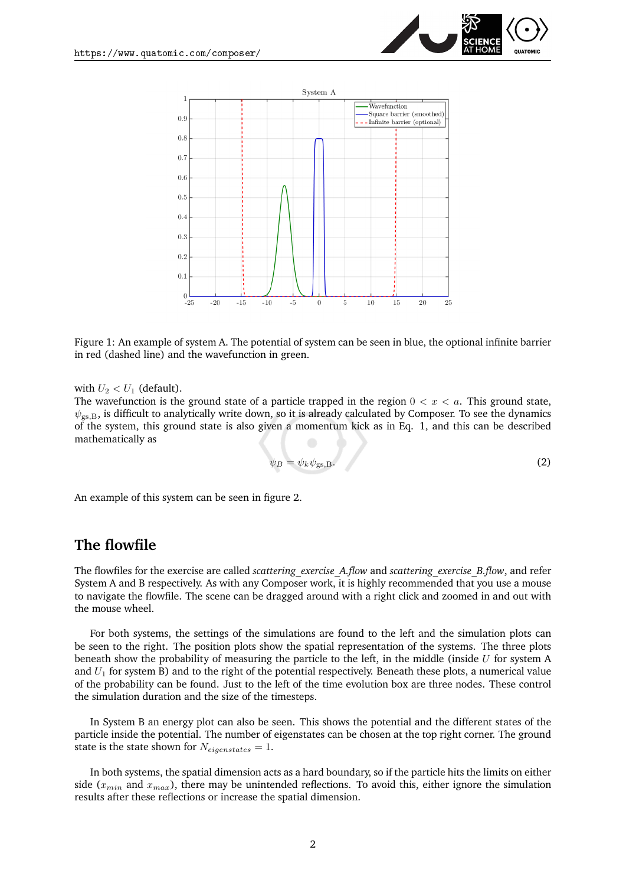Figure 1: An example of system A. The potential of system can be seen in blue, the optional infinite barrier in red (dashed line) and the wavefunction in green.

with $U_2 < U_1$ (default).
The wavefunction is the ground state of a particle trapped in the region $0 < x < a$. This ground state, $\psi_{\text{gs,B}}$, is difficult to analytically write down, so it is already calculated by Composer. To see the dynamics of the system, this ground state is also given a momentum kick as in Eq. 1, and this can be described mathematically as

$$\psi_B = \psi_k \psi_{\text{gs,B}}. \tag{2}$$

An example of this system can be seen in figure 2.

## The flowfile

The flowfiles for the exercise are called *scattering_exercise_A.flow* and *scattering_exercise_B.flow*, and refer System A and B respectively. As with any Composer work, it is highly recommended that you use a mouse to navigate the flowfile. The scene can be dragged around with a right click and zoomed in and out with the mouse wheel.

For both systems, the settings of the simulations are found to the left and the simulation plots can be seen to the right. The position plots show the spatial representation of the systems. The three plots beneath show the probability of measuring the particle to the left, in the middle (inside $U$ for system A and $U_1$ for system B) and to the right of the potential respectively. Beneath these plots, a numerical value of the probability can be found. Just to the left of the time evolution box are three nodes. These control the simulation duration and the size of the timesteps.

In System B an energy plot can also be seen. This shows the potential and the different states of the particle inside the potential. The number of eigenstates can be chosen at the top right corner. The ground state is the state shown for $N_{eigenstates} = 1$.

In both systems, the spatial dimension acts as a hard boundary, so if the particle hits the limits on either side ($x_{min}$ and $x_{max}$), there may be unintended reflections. To avoid this, either ignore the simulation results after these reflections or increase the spatial dimension.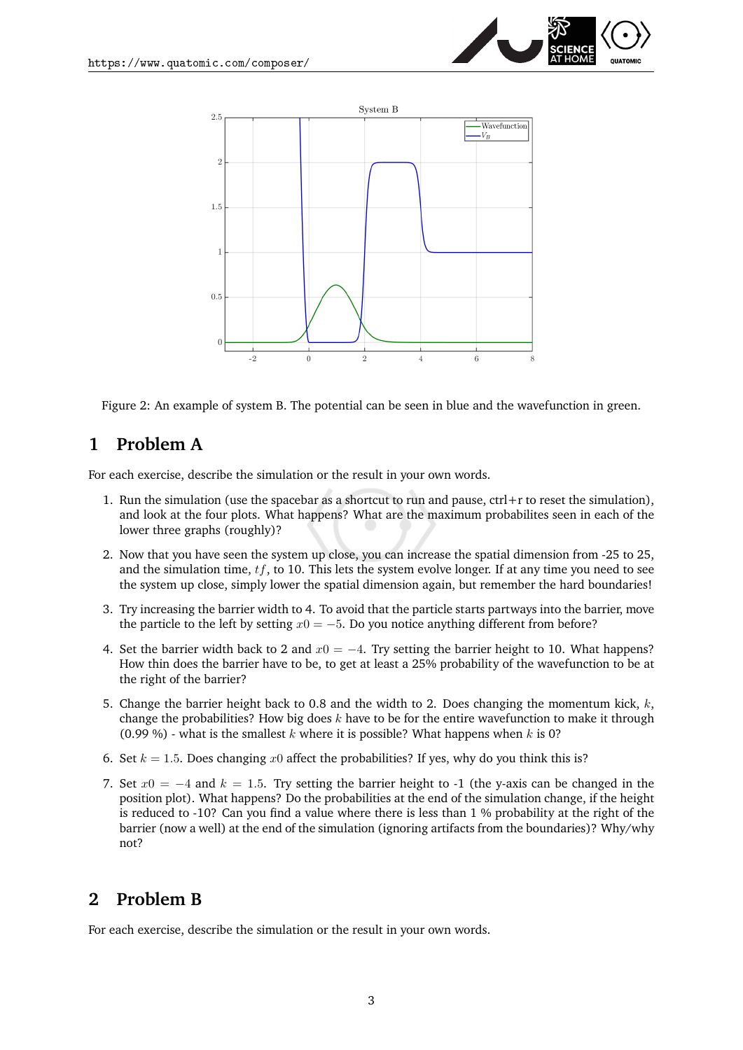Figure 2: An example of system B. The potential can be seen in blue and the wavefunction in green.

## 1 Problem A

For each exercise, describe the simulation or the result in your own words.

1. Run the simulation (use the spacebar as a shortcut to run and pause, ctrl+r to reset the simulation), and look at the four plots. What happens? What are the maximum probabilites seen in each of the lower three graphs (roughly)?
2. Now that you have seen the system up close, you can increase the spatial dimension from -25 to 25, and the simulation time, $tf$, to 10. This lets the system evolve longer. If at any time you need to see the system up close, simply lower the spatial dimension again, but remember the hard boundaries!
3. Try increasing the barrier width to 4. To avoid that the particle starts partways into the barrier, move the particle to the left by setting $x0 = -5$. Do you notice anything different from before?
4. Set the barrier width back to 2 and $x0 = -4$. Try setting the barrier height to 10. What happens? How thin does the barrier have to be, to get at least a 25% probability of the wavefunction to be at the right of the barrier?
5. Change the barrier height back to 0.8 and the width to 2. Does changing the momentum kick, $k$, change the probabilities? How big does $k$ have to be for the entire wavefunction to make it through (0.99 %) - what is the smallest $k$ where it is possible? What happens when $k$ is 0?
6. Set $k = 1.5$. Does changing $x0$ affect the probabilities? If yes, why do you think this is?
7. Set $x0 = -4$ and $k = 1.5$. Try setting the barrier height to -1 (the y-axis can be changed in the position plot). What happens? Do the probabilities at the end of the simulation change, if the height is reduced to -10? Can you find a value where there is less than 1 % probability at the right of the barrier (now a well) at the end of the simulation (ignoring artifacts from the boundaries)? Why/why not?

## 2 Problem B

For each exercise, describe the simulation or the result in your own words.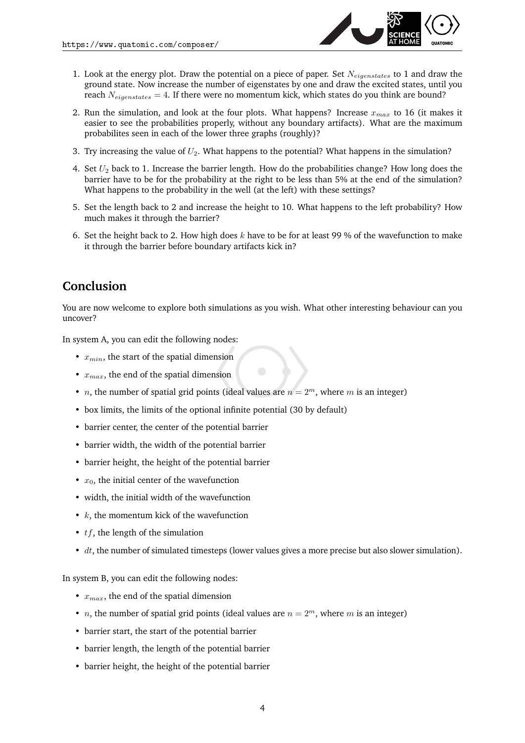1. Look at the energy plot. Draw the potential on a piece of paper. Set $N_{eigenstates}$ to 1 and draw the ground state. Now increase the number of eigenstates by one and draw the excited states, until you reach $N_{eigenstates} = 4$. If there were no momentum kick, which states do you think are bound?
2. Run the simulation, and look at the four plots. What happens? Increase $x_{max}$ to 16 (it makes it easier to see the probabilities properly, without any boundary artifacts). What are the maximum probabilites seen in each of the lower three graphs (roughly)?
3. Try increasing the value of $U_2$. What happens to the potential? What happens in the simulation?
4. Set $U_2$ back to 1. Increase the barrier length. How do the probabilities change? How long does the barrier have to be for the probability at the right to be less than 5% at the end of the simulation? What happens to the probability in the well (at the left) with these settings?
5. Set the length back to 2 and increase the height to 10. What happens to the left probability? How much makes it through the barrier?
6. Set the height back to 2. How high does $k$ have to be for at least 99 % of the wavefunction to make it through the barrier before boundary artifacts kick in?

## Conclusion

You are now welcome to explore both simulations as you wish. What other interesting behaviour can you uncover?

In system A, you can edit the following nodes:

- $x_{min}$, the start of the spatial dimension
- $x_{max}$, the end of the spatial dimension
- $n$, the number of spatial grid points (ideal values are $n = 2^m$, where $m$ is an integer)
- box limits, the limits of the optional infinite potential (30 by default)
- barrier center, the center of the potential barrier
- barrier width, the width of the potential barrier
- barrier height, the height of the potential barrier
- $x_0$, the initial center of the wavefunction
- width, the initial width of the wavefunction
- $k$, the momentum kick of the wavefunction
- $tf$, the length of the simulation
- $dt$, the number of simulated timesteps (lower values gives a more precise but also slower simulation).

In system B, you can edit the following nodes:

- $x_{max}$, the end of the spatial dimension
- $n$, the number of spatial grid points (ideal values are $n = 2^m$, where $m$ is an integer)
- barrier start, the start of the potential barrier
- barrier length, the length of the potential barrier
- barrier height, the height of the potential barrier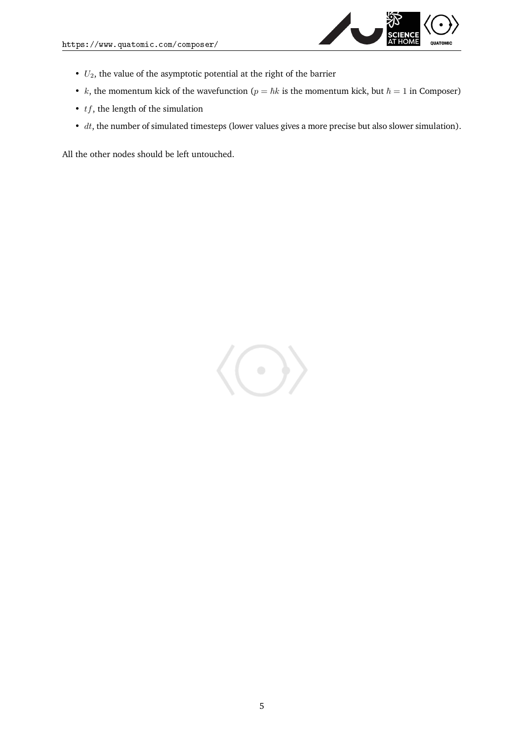- $U_2$, the value of the asymptotic potential at the right of the barrier
- $k$, the momentum kick of the wavefunction ($p = \hbar k$ is the momentum kick, but $\hbar = 1$ in Composer)
- $tf$, the length of the simulation
- $dt$, the number of simulated timesteps (lower values gives a more precise but also slower simulation).

All the other nodes should be left untouched.